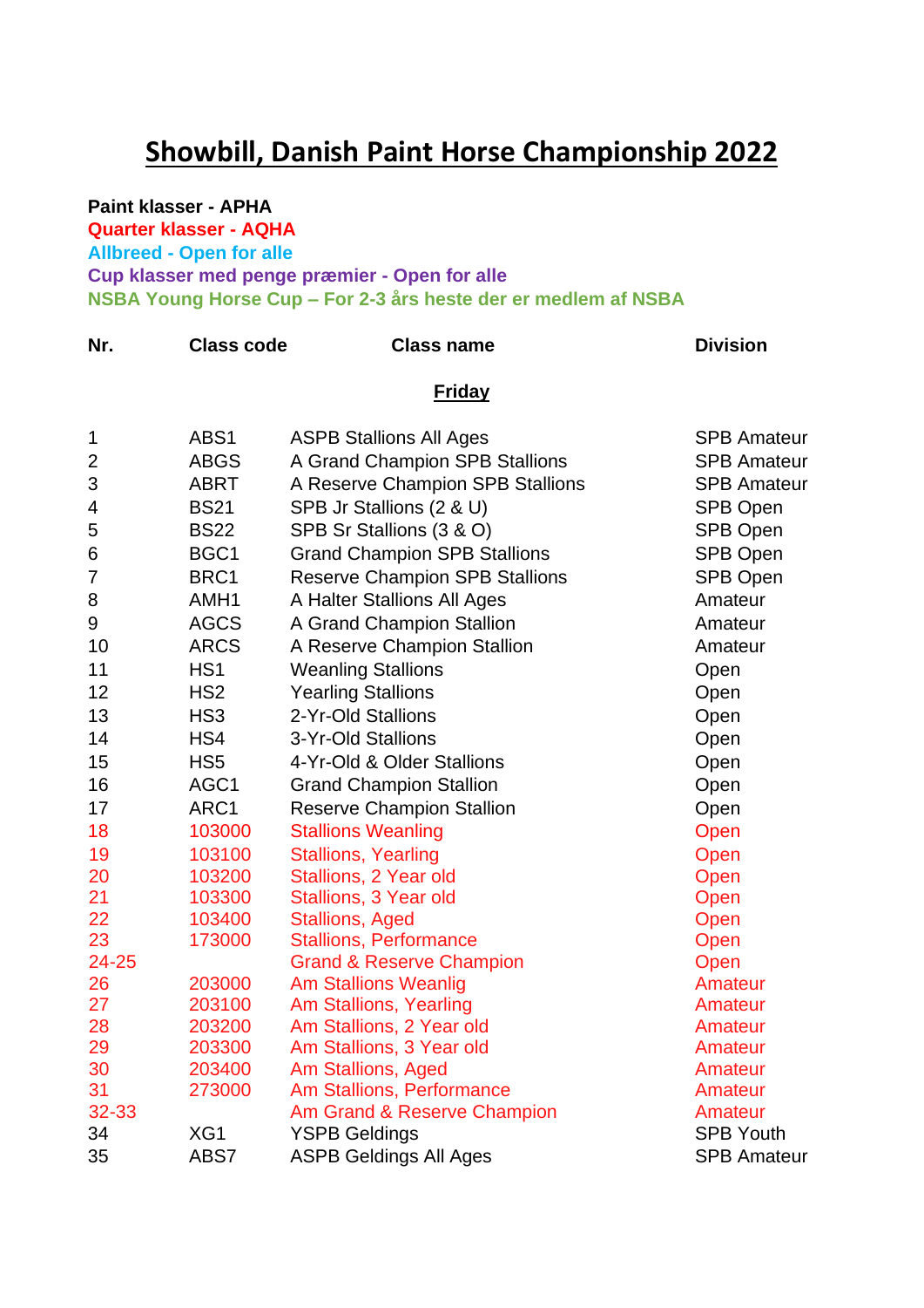# Showbill, Danish Paint Horse Championship 2022

**Paint klasser - APHA**
**Quarter klasser - AQHA**
**Allbreed - Open for alle**
**Cup klasser med penge præmier - Open for alle**
**NSBA Young Horse Cup – For 2-3 års heste der er medlem af NSBA**

| Nr. | Class code | Class name | Division |
|---|---|---|---|
| | | **Friday** | |
| 1 | ABS1 | ASPB Stallions All Ages | SPB Amateur |
| 2 | ABGS | A Grand Champion SPB Stallions | SPB Amateur |
| 3 | ABRT | A Reserve Champion SPB Stallions | SPB Amateur |
| 4 | BS21 | SPB Jr Stallions (2 & U) | SPB Open |
| 5 | BS22 | SPB Sr Stallions (3 & O) | SPB Open |
| 6 | BGC1 | Grand Champion SPB Stallions | SPB Open |
| 7 | BRC1 | Reserve Champion SPB Stallions | SPB Open |
| 8 | AMH1 | A Halter Stallions All Ages | Amateur |
| 9 | AGCS | A Grand Champion Stallion | Amateur |
| 10 | ARCS | A Reserve Champion Stallion | Amateur |
| 11 | HS1 | Weanling Stallions | Open |
| 12 | HS2 | Yearling Stallions | Open |
| 13 | HS3 | 2-Yr-Old Stallions | Open |
| 14 | HS4 | 3-Yr-Old Stallions | Open |
| 15 | HS5 | 4-Yr-Old & Older Stallions | Open |
| 16 | AGC1 | Grand Champion Stallion | Open |
| 17 | ARC1 | Reserve Champion Stallion | Open |
| 18 | 103000 | Stallions Weanling | Open |
| 19 | 103100 | Stallions, Yearling | Open |
| 20 | 103200 | Stallions, 2 Year old | Open |
| 21 | 103300 | Stallions, 3 Year old | Open |
| 22 | 103400 | Stallions, Aged | Open |
| 23 | 173000 | Stallions, Performance | Open |
| 24-25 | | Grand & Reserve Champion | Open |
| 26 | 203000 | Am Stallions Weanlig | Amateur |
| 27 | 203100 | Am Stallions, Yearling | Amateur |
| 28 | 203200 | Am Stallions, 2 Year old | Amateur |
| 29 | 203300 | Am Stallions, 3 Year old | Amateur |
| 30 | 203400 | Am Stallions, Aged | Amateur |
| 31 | 273000 | Am Stallions, Performance | Amateur |
| 32-33 | | Am Grand & Reserve Champion | Amateur |
| 34 | XG1 | YSPB Geldings | SPB Youth |
| 35 | ABS7 | ASPB Geldings All Ages | SPB Amateur |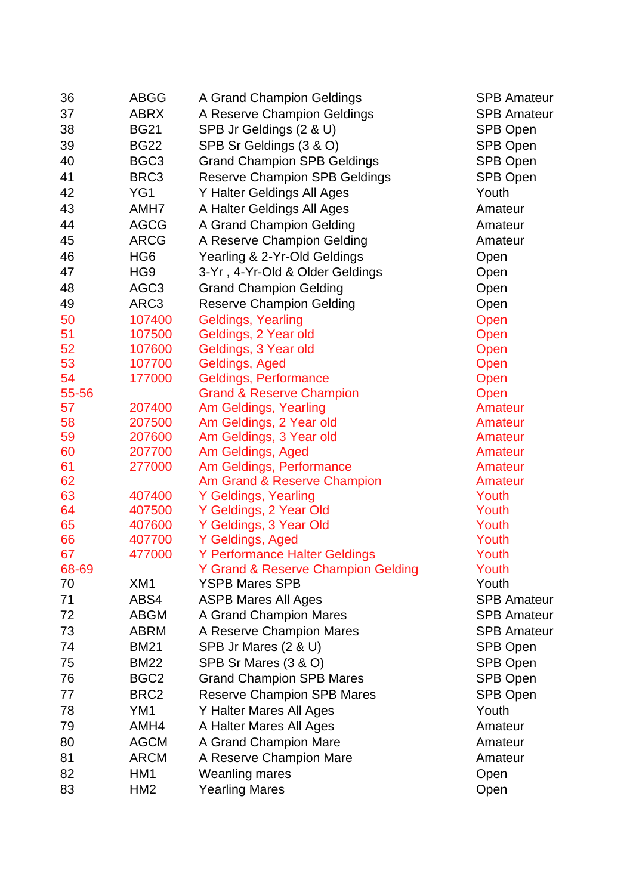| | | | |
|---|---|---|---|
| 36 | ABGG | A Grand Champion Geldings | SPB Amateur |
| 37 | ABRX | A Reserve Champion Geldings | SPB Amateur |
| 38 | BG21 | SPB Jr Geldings (2 & U) | SPB Open |
| 39 | BG22 | SPB Sr Geldings (3 & O) | SPB Open |
| 40 | BGC3 | Grand Champion SPB Geldings | SPB Open |
| 41 | BRC3 | Reserve Champion SPB Geldings | SPB Open |
| 42 | YG1 | Y Halter Geldings All Ages | Youth |
| 43 | AMH7 | A Halter Geldings All Ages | Amateur |
| 44 | AGCG | A Grand Champion Gelding | Amateur |
| 45 | ARCG | A Reserve Champion Gelding | Amateur |
| 46 | HG6 | Yearling & 2-Yr-Old Geldings | Open |
| 47 | HG9 | 3-Yr , 4-Yr-Old & Older Geldings | Open |
| 48 | AGC3 | Grand Champion Gelding | Open |
| 49 | ARC3 | Reserve Champion Gelding | Open |
| 50 | 107400 | Geldings, Yearling | Open |
| 51 | 107500 | Geldings, 2 Year old | Open |
| 52 | 107600 | Geldings, 3 Year old | Open |
| 53 | 107700 | Geldings, Aged | Open |
| 54 | 177000 | Geldings, Performance | Open |
| 55-56 | | Grand & Reserve Champion | Open |
| 57 | 207400 | Am Geldings, Yearling | Amateur |
| 58 | 207500 | Am Geldings, 2 Year old | Amateur |
| 59 | 207600 | Am Geldings, 3 Year old | Amateur |
| 60 | 207700 | Am Geldings, Aged | Amateur |
| 61 | 277000 | Am Geldings, Performance | Amateur |
| 62 | | Am Grand & Reserve Champion | Amateur |
| 63 | 407400 | Y Geldings, Yearling | Youth |
| 64 | 407500 | Y Geldings, 2 Year Old | Youth |
| 65 | 407600 | Y Geldings, 3 Year Old | Youth |
| 66 | 407700 | Y Geldings, Aged | Youth |
| 67 | 477000 | Y Performance Halter Geldings | Youth |
| 68-69 | | Y Grand & Reserve Champion Gelding | Youth |
| 70 | XM1 | YSPB Mares SPB | Youth |
| 71 | ABS4 | ASPB Mares All Ages | SPB Amateur |
| 72 | ABGM | A Grand Champion Mares | SPB Amateur |
| 73 | ABRM | A Reserve Champion Mares | SPB Amateur |
| 74 | BM21 | SPB Jr Mares (2 & U) | SPB Open |
| 75 | BM22 | SPB Sr Mares (3 & O) | SPB Open |
| 76 | BGC2 | Grand Champion SPB Mares | SPB Open |
| 77 | BRC2 | Reserve Champion SPB Mares | SPB Open |
| 78 | YM1 | Y Halter Mares All Ages | Youth |
| 79 | AMH4 | A Halter Mares All Ages | Amateur |
| 80 | AGCM | A Grand Champion Mare | Amateur |
| 81 | ARCM | A Reserve Champion Mare | Amateur |
| 82 | HM1 | Weanling mares | Open |
| 83 | HM2 | Yearling Mares | Open |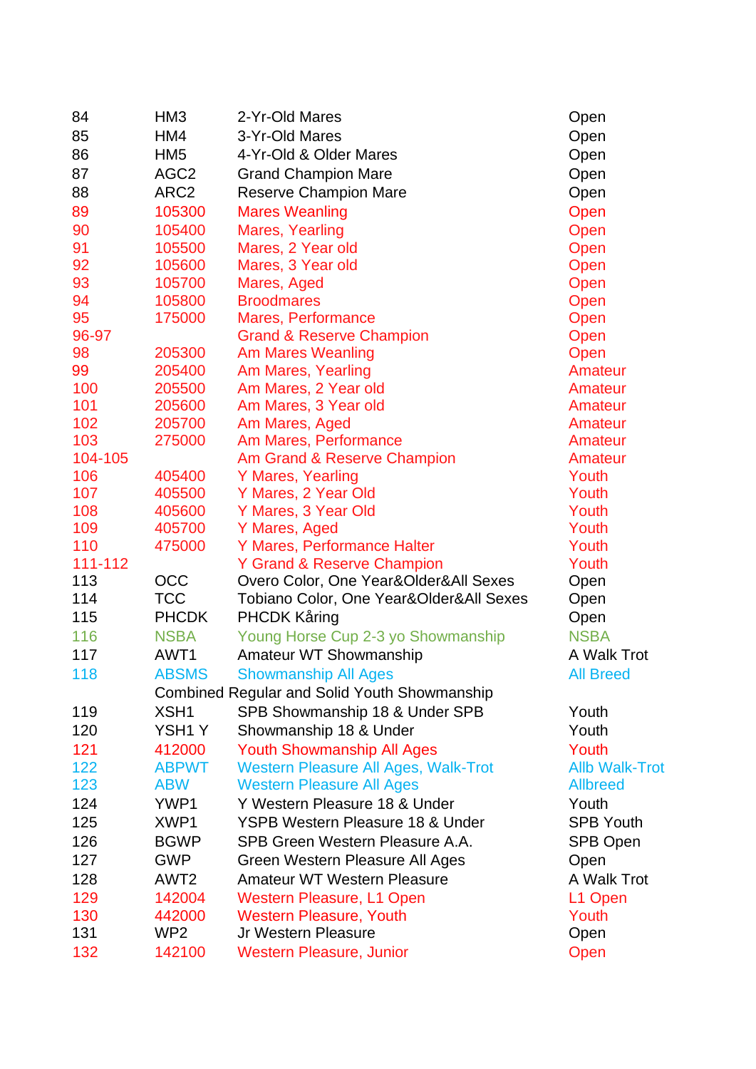| | | | |
|---|---|---|---|
| 84 | HM3 | 2-Yr-Old Mares | Open |
| 85 | HM4 | 3-Yr-Old Mares | Open |
| 86 | HM5 | 4-Yr-Old & Older Mares | Open |
| 87 | AGC2 | Grand Champion Mare | Open |
| 88 | ARC2 | Reserve Champion Mare | Open |
| 89 | 105300 | Mares Weanling | Open |
| 90 | 105400 | Mares, Yearling | Open |
| 91 | 105500 | Mares, 2 Year old | Open |
| 92 | 105600 | Mares, 3 Year old | Open |
| 93 | 105700 | Mares, Aged | Open |
| 94 | 105800 | Broodmares | Open |
| 95 | 175000 | Mares, Performance | Open |
| 96-97 | | Grand & Reserve Champion | Open |
| 98 | 205300 | Am Mares Weanling | Open |
| 99 | 205400 | Am Mares, Yearling | Amateur |
| 100 | 205500 | Am Mares, 2 Year old | Amateur |
| 101 | 205600 | Am Mares, 3 Year old | Amateur |
| 102 | 205700 | Am Mares, Aged | Amateur |
| 103 | 275000 | Am Mares, Performance | Amateur |
| 104-105 | | Am Grand & Reserve Champion | Amateur |
| 106 | 405400 | Y Mares, Yearling | Youth |
| 107 | 405500 | Y Mares, 2 Year Old | Youth |
| 108 | 405600 | Y Mares, 3 Year Old | Youth |
| 109 | 405700 | Y Mares, Aged | Youth |
| 110 | 475000 | Y Mares, Performance Halter | Youth |
| 111-112 | | Y Grand & Reserve Champion | Youth |
| 113 | OCC | Overo Color, One Year&Older&All Sexes | Open |
| 114 | TCC | Tobiano Color, One Year&Older&All Sexes | Open |
| 115 | PHCDK | PHCDK Kåring | Open |
| 116 | NSBA | Young Horse Cup 2-3 yo Showmanship | NSBA |
| 117 | AWT1 | Amateur WT Showmanship | A Walk Trot |
| 118 | ABSMS | Showmanship All Ages | All Breed |
| | Combined Regular and Solid Youth Showmanship | | |
| 119 | XSH1 | SPB Showmanship 18 & Under SPB | Youth |
| 120 | YSH1 Y | Showmanship 18 & Under | Youth |
| 121 | 412000 | Youth Showmanship All Ages | Youth |
| 122 | ABPWT | Western Pleasure All Ages, Walk-Trot | Allb Walk-Trot |
| 123 | ABW | Western Pleasure All Ages | Allbreed |
| 124 | YWP1 | Y Western Pleasure 18 & Under | Youth |
| 125 | XWP1 | YSPB Western Pleasure 18 & Under | SPB Youth |
| 126 | BGWP | SPB Green Western Pleasure A.A. | SPB Open |
| 127 | GWP | Green Western Pleasure All Ages | Open |
| 128 | AWT2 | Amateur WT Western Pleasure | A Walk Trot |
| 129 | 142004 | Western Pleasure, L1 Open | L1 Open |
| 130 | 442000 | Western Pleasure, Youth | Youth |
| 131 | WP2 | Jr Western Pleasure | Open |
| 132 | 142100 | Western Pleasure, Junior | Open |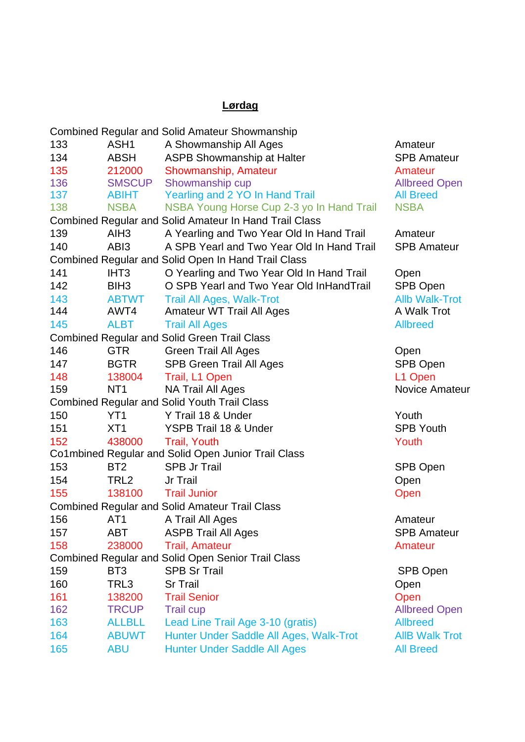## Lørdag

| | | | |
|---|---|---|---|
| Combined Regular and Solid Amateur Showmanship | | | |
| 133 | ASH1 | A Showmanship All Ages | Amateur |
| 134 | ABSH | ASPB Showmanship at Halter | SPB Amateur |
| 135 | 212000 | Showmanship, Amateur | Amateur |
| 136 | SMSCUP | Showmanship cup | Allbreed Open |
| 137 | ABIHT | Yearling and 2 YO In Hand Trail | All Breed |
| 138 | NSBA | NSBA Young Horse Cup 2-3 yo In Hand Trail | NSBA |
| Combined Regular and Solid Amateur In Hand Trail Class | | | |
| 139 | AIH3 | A Yearling and Two Year Old In Hand Trail | Amateur |
| 140 | ABI3 | A SPB Yearl and Two Year Old In Hand Trail | SPB Amateur |
| Combined Regular and Solid Open In Hand Trail Class | | | |
| 141 | IHT3 | O Yearling and Two Year Old In Hand Trail | Open |
| 142 | BIH3 | O SPB Yearl and Two Year Old InHandTrail | SPB Open |
| 143 | ABTWT | Trail All Ages, Walk-Trot | Allb Walk-Trot |
| 144 | AWT4 | Amateur WT Trail All Ages | A Walk Trot |
| 145 | ALBT | Trail All Ages | Allbreed |
| Combined Regular and Solid Green Trail Class | | | |
| 146 | GTR | Green Trail All Ages | Open |
| 147 | BGTR | SPB Green Trail All Ages | SPB Open |
| 148 | 138004 | Trail, L1 Open | L1 Open |
| 159 | NT1 | NA Trail All Ages | Novice Amateur |
| Combined Regular and Solid Youth Trail Class | | | |
| 150 | YT1 | Y Trail 18 & Under | Youth |
| 151 | XT1 | YSPB Trail 18 & Under | SPB Youth |
| 152 | 438000 | Trail, Youth | Youth |
| Co1mbined Regular and Solid Open Junior Trail Class | | | |
| 153 | BT2 | SPB Jr Trail | SPB Open |
| 154 | TRL2 | Jr Trail | Open |
| 155 | 138100 | Trail Junior | Open |
| Combined Regular and Solid Amateur Trail Class | | | |
| 156 | AT1 | A Trail All Ages | Amateur |
| 157 | ABT | ASPB Trail All Ages | SPB Amateur |
| 158 | 238000 | Trail, Amateur | Amateur |
| Combined Regular and Solid Open Senior Trail Class | | | |
| 159 | BT3 | SPB Sr Trail | SPB Open |
| 160 | TRL3 | Sr Trail | Open |
| 161 | 138200 | Trail Senior | Open |
| 162 | TRCUP | Trail cup | Allbreed Open |
| 163 | ALLBLL | Lead Line Trail Age 3-10 (gratis) | Allbreed |
| 164 | ABUWT | Hunter Under Saddle All Ages, Walk-Trot | AllB Walk Trot |
| 165 | ABU | Hunter Under Saddle All Ages | All Breed |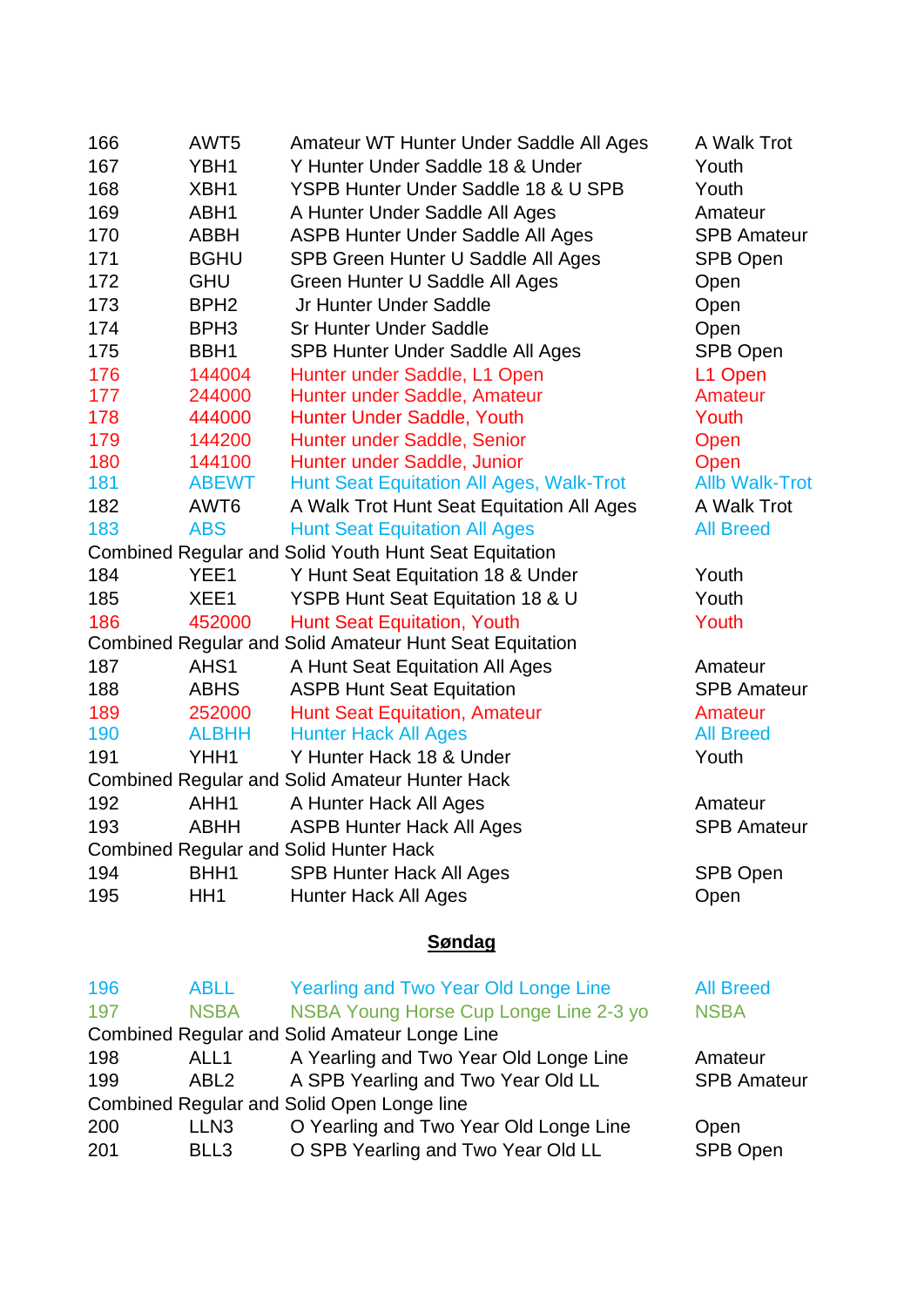| | | | |
|---|---|---|---|
| 166 | AWT5 | Amateur WT Hunter Under Saddle All Ages | A Walk Trot |
| 167 | YBH1 | Y Hunter Under Saddle 18 & Under | Youth |
| 168 | XBH1 | YSPB Hunter Under Saddle 18 & U SPB | Youth |
| 169 | ABH1 | A Hunter Under Saddle All Ages | Amateur |
| 170 | ABBH | ASPB Hunter Under Saddle All Ages | SPB Amateur |
| 171 | BGHU | SPB Green Hunter U Saddle All Ages | SPB Open |
| 172 | GHU | Green Hunter U Saddle All Ages | Open |
| 173 | BPH2 | Jr Hunter Under Saddle | Open |
| 174 | BPH3 | Sr Hunter Under Saddle | Open |
| 175 | BBH1 | SPB Hunter Under Saddle All Ages | SPB Open |
| 176 | 144004 | Hunter under Saddle, L1 Open | L1 Open |
| 177 | 244000 | Hunter under Saddle, Amateur | Amateur |
| 178 | 444000 | Hunter Under Saddle, Youth | Youth |
| 179 | 144200 | Hunter under Saddle, Senior | Open |
| 180 | 144100 | Hunter under Saddle, Junior | Open |
| 181 | ABEWT | Hunt Seat Equitation All Ages, Walk-Trot | Allb Walk-Trot |
| 182 | AWT6 | A Walk Trot Hunt Seat Equitation All Ages | A Walk Trot |
| 183 | ABS | Hunt Seat Equitation All Ages | All Breed |
| Combined Regular and Solid Youth Hunt Seat Equitation | | | |
| 184 | YEE1 | Y Hunt Seat Equitation 18 & Under | Youth |
| 185 | XEE1 | YSPB Hunt Seat Equitation 18 & U | Youth |
| 186 | 452000 | Hunt Seat Equitation, Youth | Youth |
| Combined Regular and Solid Amateur Hunt Seat Equitation | | | |
| 187 | AHS1 | A Hunt Seat Equitation All Ages | Amateur |
| 188 | ABHS | ASPB Hunt Seat Equitation | SPB Amateur |
| 189 | 252000 | Hunt Seat Equitation, Amateur | Amateur |
| 190 | ALBHH | Hunter Hack All Ages | All Breed |
| 191 | YHH1 | Y Hunter Hack 18 & Under | Youth |
| Combined Regular and Solid Amateur Hunter Hack | | | |
| 192 | AHH1 | A Hunter Hack All Ages | Amateur |
| 193 | ABHH | ASPB Hunter Hack All Ages | SPB Amateur |
| Combined Regular and Solid Hunter Hack | | | |
| 194 | BHH1 | SPB Hunter Hack All Ages | SPB Open |
| 195 | HH1 | Hunter Hack All Ages | Open |

## Søndag

| | | | |
|---|---|---|---|
| 196 | ABLL | Yearling and Two Year Old Longe Line | All Breed |
| 197 | NSBA | NSBA Young Horse Cup Longe Line 2-3 yo | NSBA |
| Combined Regular and Solid Amateur Longe Line | | | |
| 198 | ALL1 | A Yearling and Two Year Old Longe Line | Amateur |
| 199 | ABL2 | A SPB Yearling and Two Year Old LL | SPB Amateur |
| Combined Regular and Solid Open Longe line | | | |
| 200 | LLN3 | O Yearling and Two Year Old Longe Line | Open |
| 201 | BLL3 | O SPB Yearling and Two Year Old LL | SPB Open |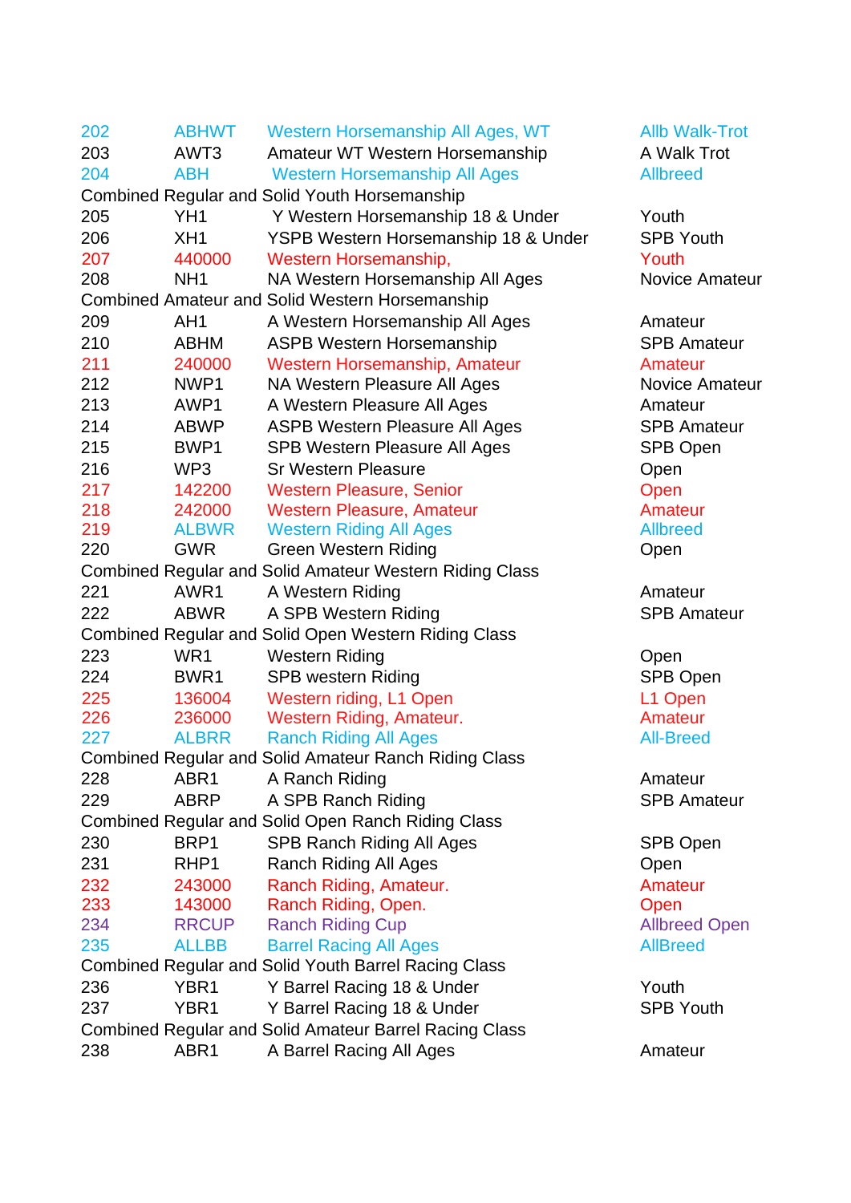| | | | |
|---|---|---|---|
| 202 | ABHWT | Western Horsemanship All Ages, WT | Allb Walk-Trot |
| 203 | AWT3 | Amateur WT Western Horsemanship | A Walk Trot |
| 204 | ABH | Western Horsemanship All Ages | Allbreed |
| Combined Regular and Solid Youth Horsemanship | | | |
| 205 | YH1 | Y Western Horsemanship 18 & Under | Youth |
| 206 | XH1 | YSPB Western Horsemanship 18 & Under | SPB Youth |
| 207 | 440000 | Western Horsemanship, | Youth |
| 208 | NH1 | NA Western Horsemanship All Ages | Novice Amateur |
| Combined Amateur and Solid Western Horsemanship | | | |
| 209 | AH1 | A Western Horsemanship All Ages | Amateur |
| 210 | ABHM | ASPB Western Horsemanship | SPB Amateur |
| 211 | 240000 | Western Horsemanship, Amateur | Amateur |
| 212 | NWP1 | NA Western Pleasure All Ages | Novice Amateur |
| 213 | AWP1 | A Western Pleasure All Ages | Amateur |
| 214 | ABWP | ASPB Western Pleasure All Ages | SPB Amateur |
| 215 | BWP1 | SPB Western Pleasure All Ages | SPB Open |
| 216 | WP3 | Sr Western Pleasure | Open |
| 217 | 142200 | Western Pleasure, Senior | Open |
| 218 | 242000 | Western Pleasure, Amateur | Amateur |
| 219 | ALBWR | Western Riding All Ages | Allbreed |
| 220 | GWR | Green Western Riding | Open |
| Combined Regular and Solid Amateur Western Riding Class | | | |
| 221 | AWR1 | A Western Riding | Amateur |
| 222 | ABWR | A SPB Western Riding | SPB Amateur |
| Combined Regular and Solid Open Western Riding Class | | | |
| 223 | WR1 | Western Riding | Open |
| 224 | BWR1 | SPB western Riding | SPB Open |
| 225 | 136004 | Western riding, L1 Open | L1 Open |
| 226 | 236000 | Western Riding, Amateur. | Amateur |
| 227 | ALBRR | Ranch Riding All Ages | All-Breed |
| Combined Regular and Solid Amateur Ranch Riding Class | | | |
| 228 | ABR1 | A Ranch Riding | Amateur |
| 229 | ABRP | A SPB Ranch Riding | SPB Amateur |
| Combined Regular and Solid Open Ranch Riding Class | | | |
| 230 | BRP1 | SPB Ranch Riding All Ages | SPB Open |
| 231 | RHP1 | Ranch Riding All Ages | Open |
| 232 | 243000 | Ranch Riding, Amateur. | Amateur |
| 233 | 143000 | Ranch Riding, Open. | Open |
| 234 | RRCUP | Ranch Riding Cup | Allbreed Open |
| 235 | ALLBB | Barrel Racing All Ages | AllBreed |
| Combined Regular and Solid Youth Barrel Racing Class | | | |
| 236 | YBR1 | Y Barrel Racing 18 & Under | Youth |
| 237 | YBR1 | Y Barrel Racing 18 & Under | SPB Youth |
| Combined Regular and Solid Amateur Barrel Racing Class | | | |
| 238 | ABR1 | A Barrel Racing All Ages | Amateur |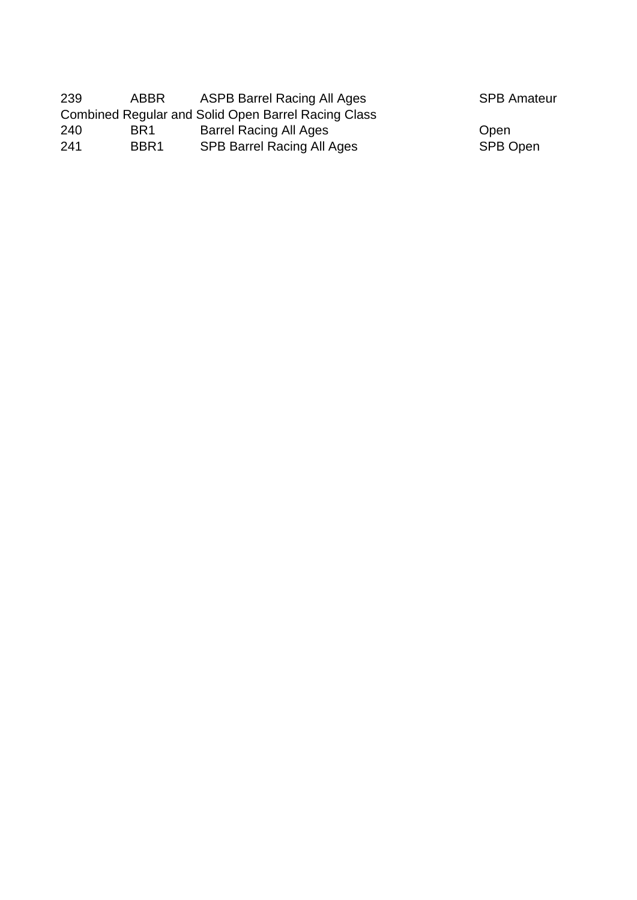| | | | |
|---|---|---|---|
| 239 | ABBR | ASPB Barrel Racing All Ages | SPB Amateur |
| Combined Regular and Solid Open Barrel Racing Class | | | |
| 240 | BR1 | Barrel Racing All Ages | Open |
| 241 | BBR1 | SPB Barrel Racing All Ages | SPB Open |